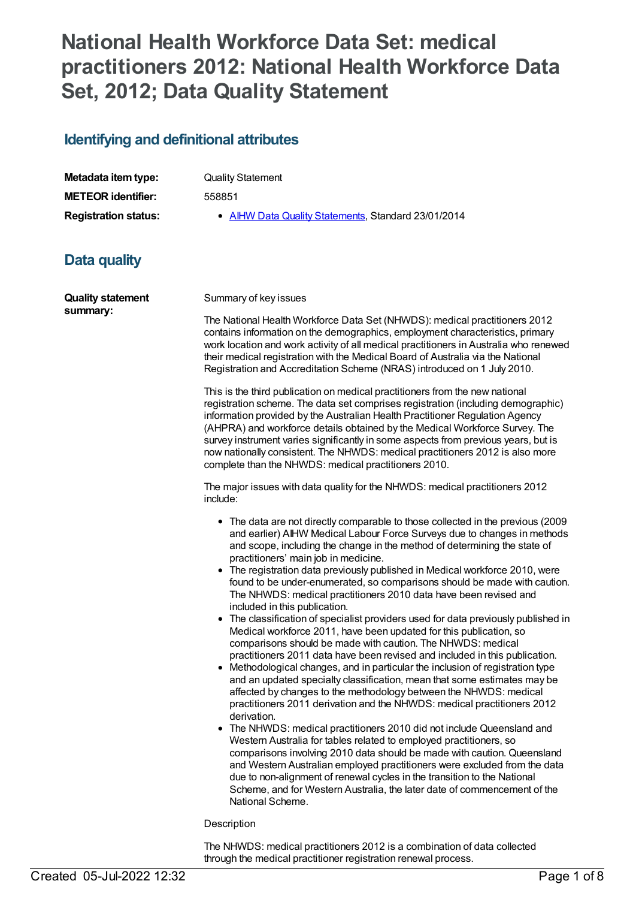# National Health Workforce Data Set: medical practitioners 2012: National Health Workforce Data Set, 2012; Data Quality Statement

## Identifying and definitional attributes

| | |
|---|---|
| **Metadata item type:** | Quality Statement |
| **METEOR identifier:** | 558851 |
| **Registration status:** | • AIHW Data Quality Statements, Standard 23/01/2014 |

## Data quality

**Quality statement summary:**

Summary of key issues

The National Health Workforce Data Set (NHWDS): medical practitioners 2012 contains information on the demographics, employment characteristics, primary work location and work activity of all medical practitioners in Australia who renewed their medical registration with the Medical Board of Australia via the National Registration and Accreditation Scheme (NRAS) introduced on 1 July 2010.

This is the third publication on medical practitioners from the new national registration scheme. The data set comprises registration (including demographic) information provided by the Australian Health Practitioner Regulation Agency (AHPRA) and workforce details obtained by the Medical Workforce Survey. The survey instrument varies significantly in some aspects from previous years, but is now nationally consistent. The NHWDS: medical practitioners 2012 is also more complete than the NHWDS: medical practitioners 2010.

The major issues with data quality for the NHWDS: medical practitioners 2012 include:

- The data are not directly comparable to those collected in the previous (2009 and earlier) AIHW Medical Labour Force Surveys due to changes in methods and scope, including the change in the method of determining the state of practitioners' main job in medicine.
- The registration data previously published in Medical workforce 2010, were found to be under-enumerated, so comparisons should be made with caution. The NHWDS: medical practitioners 2010 data have been revised and included in this publication.
- The classification of specialist providers used for data previously published in Medical workforce 2011, have been updated for this publication, so comparisons should be made with caution. The NHWDS: medical practitioners 2011 data have been revised and included in this publication.
- Methodological changes, and in particular the inclusion of registration type and an updated specialty classification, mean that some estimates may be affected by changes to the methodology between the NHWDS: medical practitioners 2011 derivation and the NHWDS: medical practitioners 2012 derivation.
- The NHWDS: medical practitioners 2010 did not include Queensland and Western Australia for tables related to employed practitioners, so comparisons involving 2010 data should be made with caution. Queensland and Western Australian employed practitioners were excluded from the data due to non-alignment of renewal cycles in the transition to the National Scheme, and for Western Australia, the later date of commencement of the National Scheme.

Description

The NHWDS: medical practitioners 2012 is a combination of data collected through the medical practitioner registration renewal process.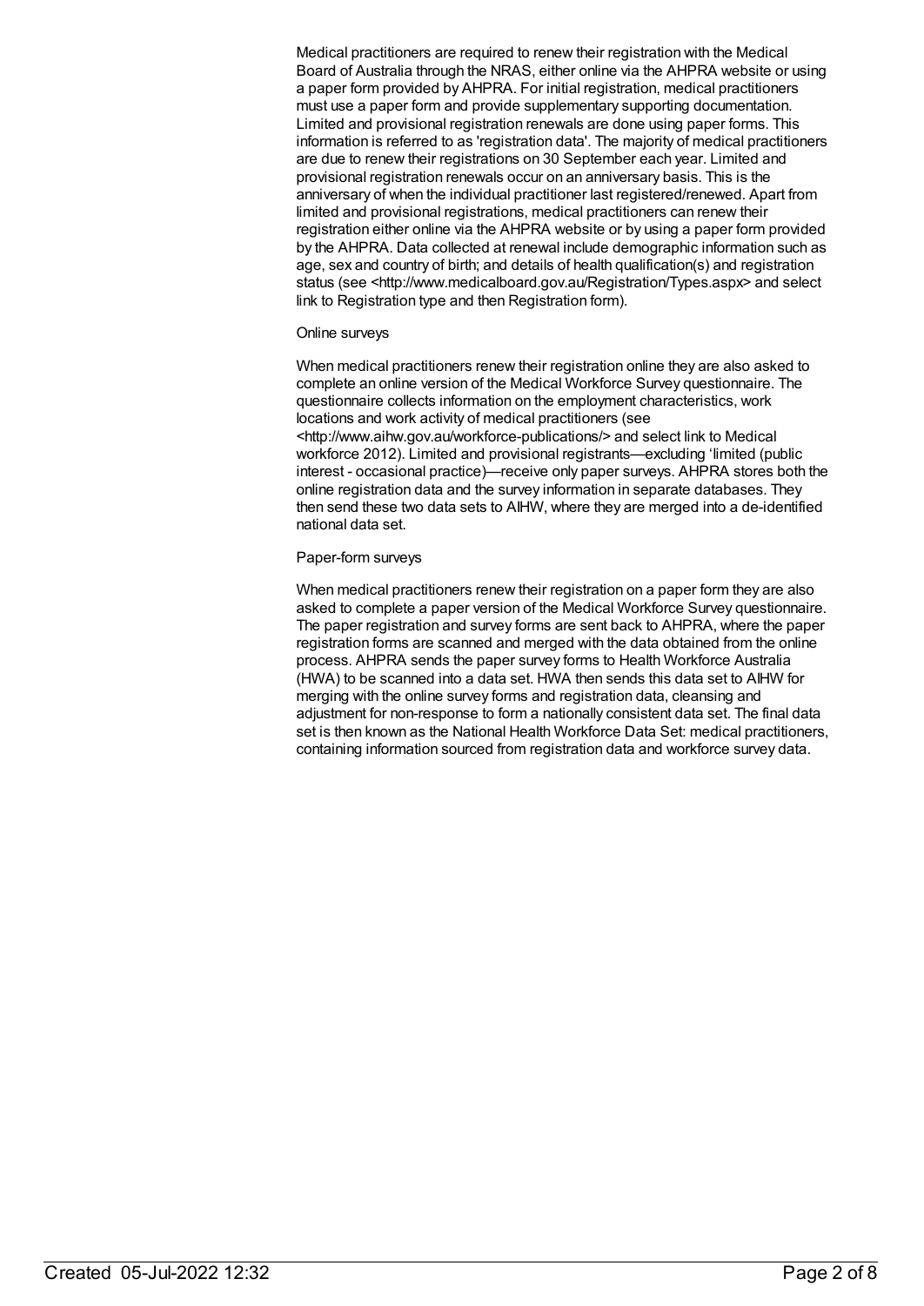Medical practitioners are required to renew their registration with the Medical Board of Australia through the NRAS, either online via the AHPRA website or using a paper form provided by AHPRA. For initial registration, medical practitioners must use a paper form and provide supplementary supporting documentation. Limited and provisional registration renewals are done using paper forms. This information is referred to as 'registration data'. The majority of medical practitioners are due to renew their registrations on 30 September each year. Limited and provisional registration renewals occur on an anniversary basis. This is the anniversary of when the individual practitioner last registered/renewed. Apart from limited and provisional registrations, medical practitioners can renew their registration either online via the AHPRA website or by using a paper form provided by the AHPRA. Data collected at renewal include demographic information such as age, sex and country of birth; and details of health qualification(s) and registration status (see <http://www.medicalboard.gov.au/Registration/Types.aspx> and select link to Registration type and then Registration form).

Online surveys

When medical practitioners renew their registration online they are also asked to complete an online version of the Medical Workforce Survey questionnaire. The questionnaire collects information on the employment characteristics, work locations and work activity of medical practitioners (see <http://www.aihw.gov.au/workforce-publications/> and select link to Medical workforce 2012). Limited and provisional registrants—excluding 'limited (public interest - occasional practice)—receive only paper surveys. AHPRA stores both the online registration data and the survey information in separate databases. They then send these two data sets to AIHW, where they are merged into a de-identified national data set.

Paper-form surveys

When medical practitioners renew their registration on a paper form they are also asked to complete a paper version of the Medical Workforce Survey questionnaire. The paper registration and survey forms are sent back to AHPRA, where the paper registration forms are scanned and merged with the data obtained from the online process. AHPRA sends the paper survey forms to Health Workforce Australia (HWA) to be scanned into a data set. HWA then sends this data set to AIHW for merging with the online survey forms and registration data, cleansing and adjustment for non-response to form a nationally consistent data set. The final data set is then known as the National Health Workforce Data Set: medical practitioners, containing information sourced from registration data and workforce survey data.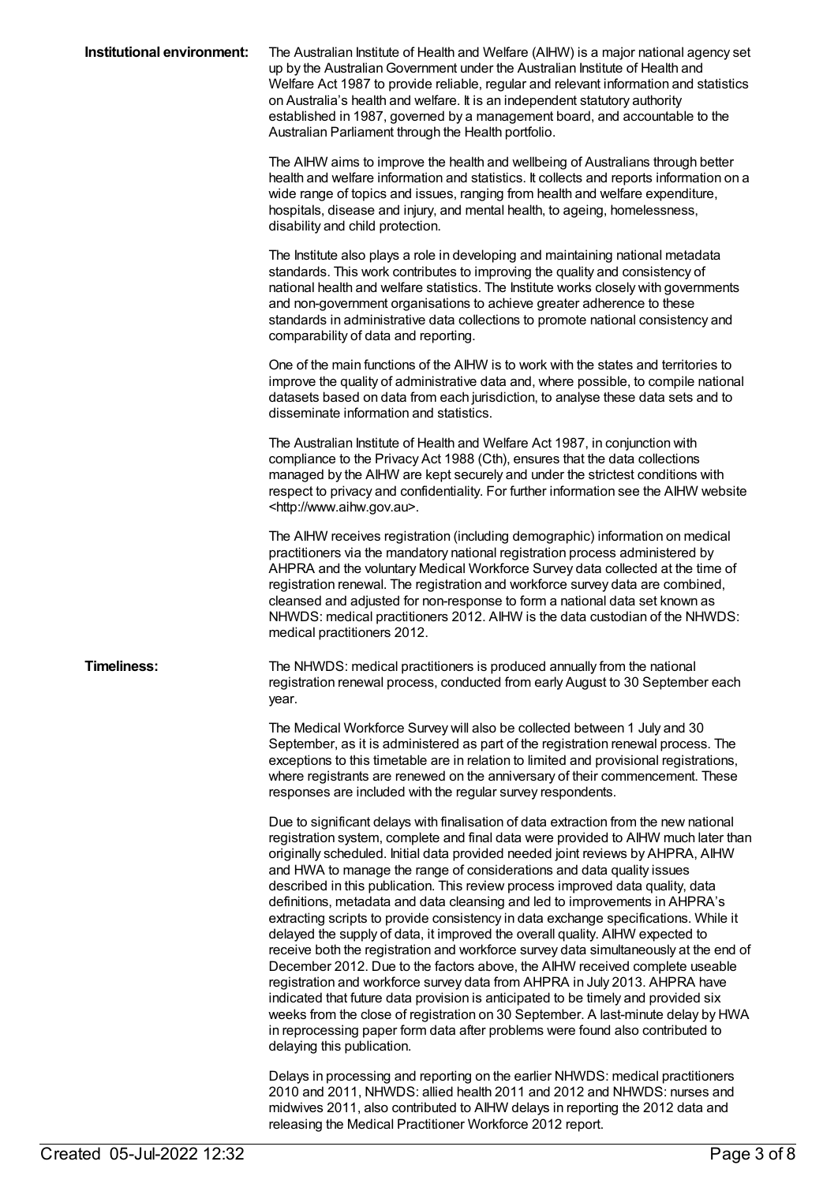**Institutional environment:**

The Australian Institute of Health and Welfare (AIHW) is a major national agency set up by the Australian Government under the Australian Institute of Health and Welfare Act 1987 to provide reliable, regular and relevant information and statistics on Australia's health and welfare. It is an independent statutory authority established in 1987, governed by a management board, and accountable to the Australian Parliament through the Health portfolio.

The AIHW aims to improve the health and wellbeing of Australians through better health and welfare information and statistics. It collects and reports information on a wide range of topics and issues, ranging from health and welfare expenditure, hospitals, disease and injury, and mental health, to ageing, homelessness, disability and child protection.

The Institute also plays a role in developing and maintaining national metadata standards. This work contributes to improving the quality and consistency of national health and welfare statistics. The Institute works closely with governments and non-government organisations to achieve greater adherence to these standards in administrative data collections to promote national consistency and comparability of data and reporting.

One of the main functions of the AIHW is to work with the states and territories to improve the quality of administrative data and, where possible, to compile national datasets based on data from each jurisdiction, to analyse these data sets and to disseminate information and statistics.

The Australian Institute of Health and Welfare Act 1987, in conjunction with compliance to the Privacy Act 1988 (Cth), ensures that the data collections managed by the AIHW are kept securely and under the strictest conditions with respect to privacy and confidentiality. For further information see the AIHW website <http://www.aihw.gov.au>.

The AIHW receives registration (including demographic) information on medical practitioners via the mandatory national registration process administered by AHPRA and the voluntary Medical Workforce Survey data collected at the time of registration renewal. The registration and workforce survey data are combined, cleansed and adjusted for non-response to form a national data set known as NHWDS: medical practitioners 2012. AIHW is the data custodian of the NHWDS: medical practitioners 2012.

**Timeliness:**

The NHWDS: medical practitioners is produced annually from the national registration renewal process, conducted from early August to 30 September each year.

The Medical Workforce Survey will also be collected between 1 July and 30 September, as it is administered as part of the registration renewal process. The exceptions to this timetable are in relation to limited and provisional registrations, where registrants are renewed on the anniversary of their commencement. These responses are included with the regular survey respondents.

Due to significant delays with finalisation of data extraction from the new national registration system, complete and final data were provided to AIHW much later than originally scheduled. Initial data provided needed joint reviews by AHPRA, AIHW and HWA to manage the range of considerations and data quality issues described in this publication. This review process improved data quality, data definitions, metadata and data cleansing and led to improvements in AHPRA's extracting scripts to provide consistency in data exchange specifications. While it delayed the supply of data, it improved the overall quality. AIHW expected to receive both the registration and workforce survey data simultaneously at the end of December 2012. Due to the factors above, the AIHW received complete useable registration and workforce survey data from AHPRA in July 2013. AHPRA have indicated that future data provision is anticipated to be timely and provided six weeks from the close of registration on 30 September. A last-minute delay by HWA in reprocessing paper form data after problems were found also contributed to delaying this publication.

Delays in processing and reporting on the earlier NHWDS: medical practitioners 2010 and 2011, NHWDS: allied health 2011 and 2012 and NHWDS: nurses and midwives 2011, also contributed to AIHW delays in reporting the 2012 data and releasing the Medical Practitioner Workforce 2012 report.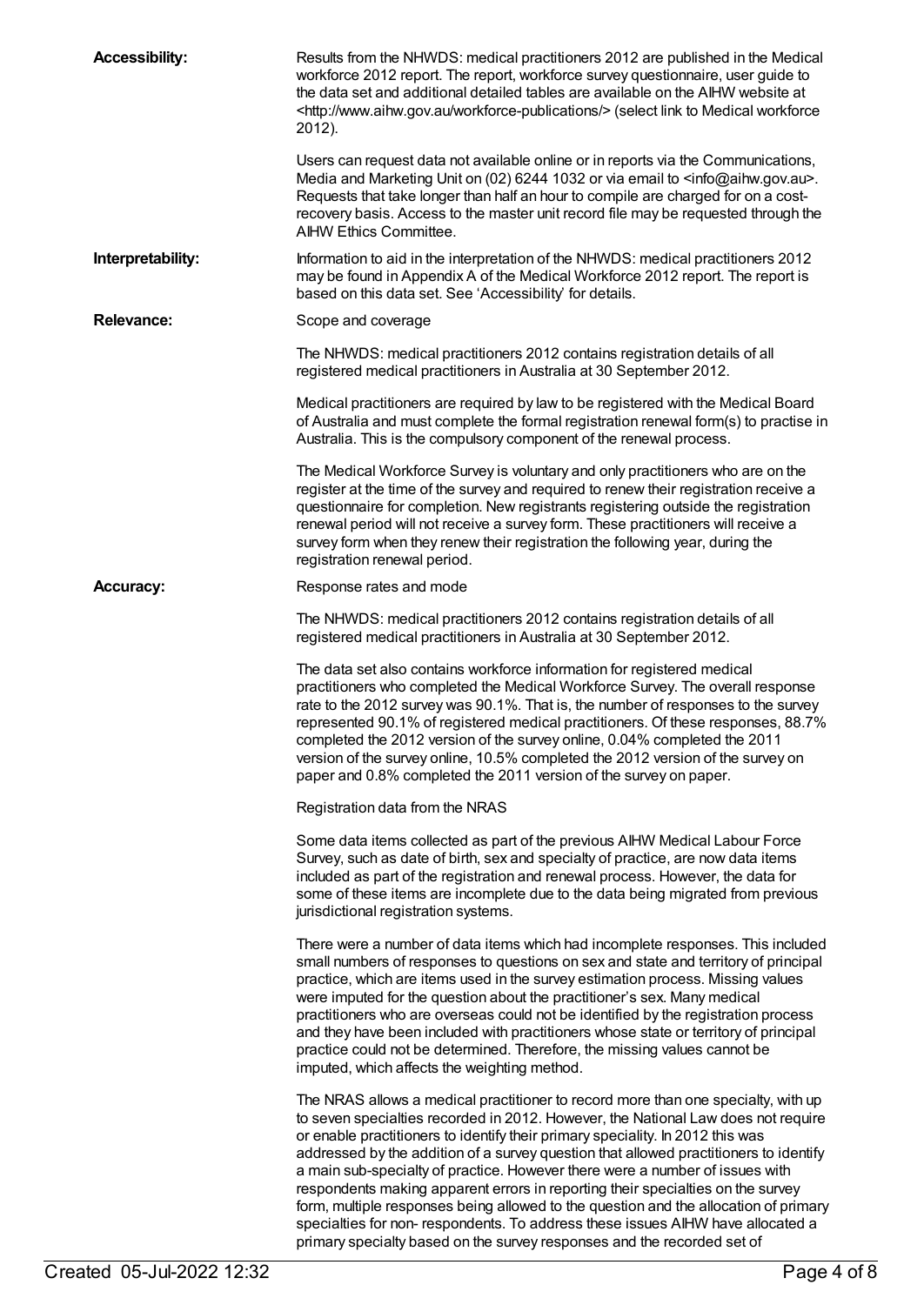**Accessibility:**

Results from the NHWDS: medical practitioners 2012 are published in the Medical workforce 2012 report. The report, workforce survey questionnaire, user guide to the data set and additional detailed tables are available on the AIHW website at <http://www.aihw.gov.au/workforce-publications/> (select link to Medical workforce 2012).

Users can request data not available online or in reports via the Communications, Media and Marketing Unit on (02) 6244 1032 or via email to <info@aihw.gov.au>. Requests that take longer than half an hour to compile are charged for on a cost-recovery basis. Access to the master unit record file may be requested through the AIHW Ethics Committee.

**Interpretability:**

Information to aid in the interpretation of the NHWDS: medical practitioners 2012 may be found in Appendix A of the Medical Workforce 2012 report. The report is based on this data set. See 'Accessibility' for details.

**Relevance:**

Scope and coverage

The NHWDS: medical practitioners 2012 contains registration details of all registered medical practitioners in Australia at 30 September 2012.

Medical practitioners are required by law to be registered with the Medical Board of Australia and must complete the formal registration renewal form(s) to practise in Australia. This is the compulsory component of the renewal process.

The Medical Workforce Survey is voluntary and only practitioners who are on the register at the time of the survey and required to renew their registration receive a questionnaire for completion. New registrants registering outside the registration renewal period will not receive a survey form. These practitioners will receive a survey form when they renew their registration the following year, during the registration renewal period.

**Accuracy:**

Response rates and mode

The NHWDS: medical practitioners 2012 contains registration details of all registered medical practitioners in Australia at 30 September 2012.

The data set also contains workforce information for registered medical practitioners who completed the Medical Workforce Survey. The overall response rate to the 2012 survey was 90.1%. That is, the number of responses to the survey represented 90.1% of registered medical practitioners. Of these responses, 88.7% completed the 2012 version of the survey online, 0.04% completed the 2011 version of the survey online, 10.5% completed the 2012 version of the survey on paper and 0.8% completed the 2011 version of the survey on paper.

Registration data from the NRAS

Some data items collected as part of the previous AIHW Medical Labour Force Survey, such as date of birth, sex and specialty of practice, are now data items included as part of the registration and renewal process. However, the data for some of these items are incomplete due to the data being migrated from previous jurisdictional registration systems.

There were a number of data items which had incomplete responses. This included small numbers of responses to questions on sex and state and territory of principal practice, which are items used in the survey estimation process. Missing values were imputed for the question about the practitioner's sex. Many medical practitioners who are overseas could not be identified by the registration process and they have been included with practitioners whose state or territory of principal practice could not be determined. Therefore, the missing values cannot be imputed, which affects the weighting method.

The NRAS allows a medical practitioner to record more than one specialty, with up to seven specialties recorded in 2012. However, the National Law does not require or enable practitioners to identify their primary speciality. In 2012 this was addressed by the addition of a survey question that allowed practitioners to identify a main sub-specialty of practice. However there were a number of issues with respondents making apparent errors in reporting their specialties on the survey form, multiple responses being allowed to the question and the allocation of primary specialties for non- respondents. To address these issues AIHW have allocated a primary specialty based on the survey responses and the recorded set of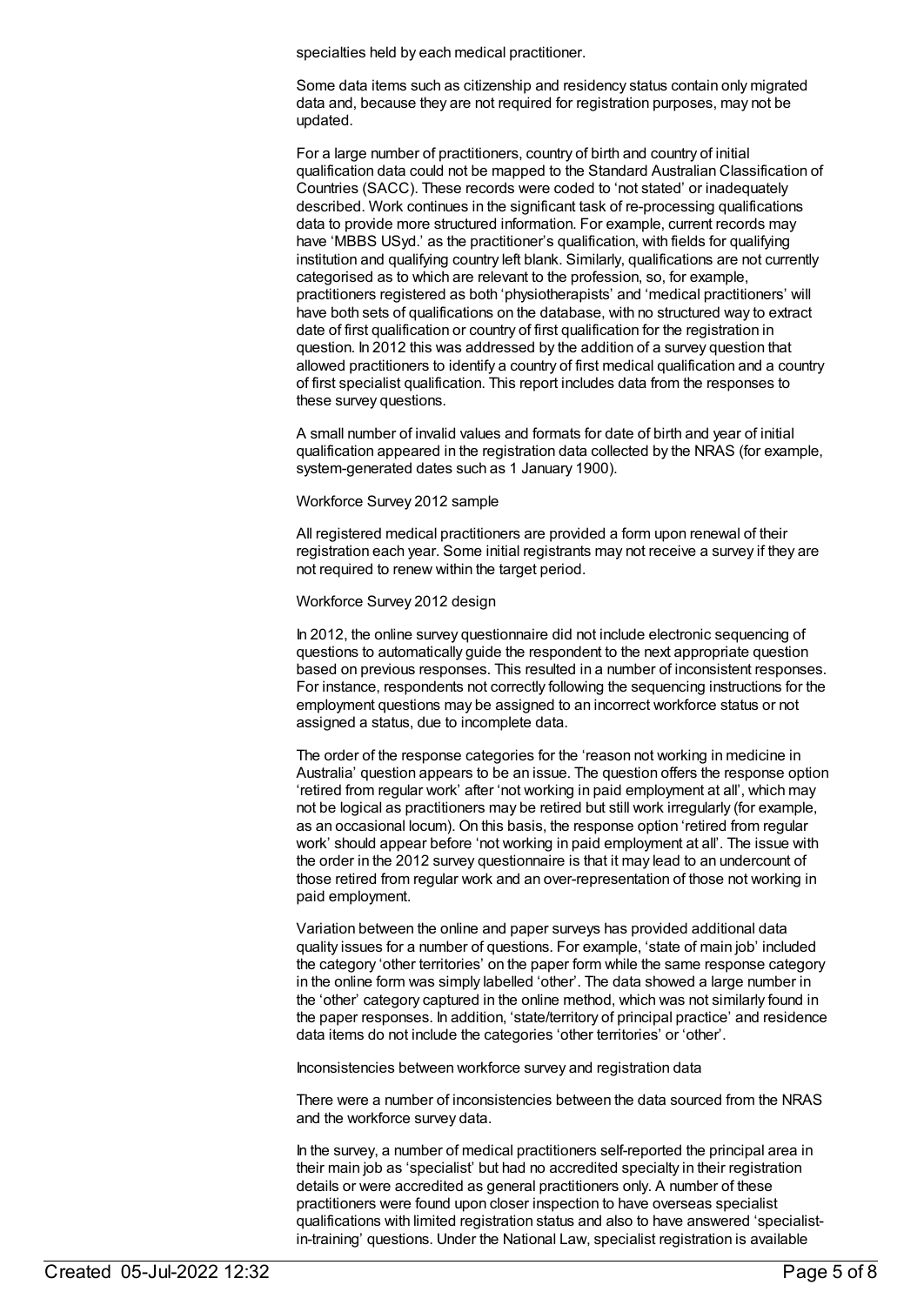specialties held by each medical practitioner.

Some data items such as citizenship and residency status contain only migrated data and, because they are not required for registration purposes, may not be updated.

For a large number of practitioners, country of birth and country of initial qualification data could not be mapped to the Standard Australian Classification of Countries (SACC). These records were coded to 'not stated' or inadequately described. Work continues in the significant task of re-processing qualifications data to provide more structured information. For example, current records may have 'MBBS USyd.' as the practitioner's qualification, with fields for qualifying institution and qualifying country left blank. Similarly, qualifications are not currently categorised as to which are relevant to the profession, so, for example, practitioners registered as both 'physiotherapists' and 'medical practitioners' will have both sets of qualifications on the database, with no structured way to extract date of first qualification or country of first qualification for the registration in question. In 2012 this was addressed by the addition of a survey question that allowed practitioners to identify a country of first medical qualification and a country of first specialist qualification. This report includes data from the responses to these survey questions.

A small number of invalid values and formats for date of birth and year of initial qualification appeared in the registration data collected by the NRAS (for example, system-generated dates such as 1 January 1900).

Workforce Survey 2012 sample

All registered medical practitioners are provided a form upon renewal of their registration each year. Some initial registrants may not receive a survey if they are not required to renew within the target period.

Workforce Survey 2012 design

In 2012, the online survey questionnaire did not include electronic sequencing of questions to automatically guide the respondent to the next appropriate question based on previous responses. This resulted in a number of inconsistent responses. For instance, respondents not correctly following the sequencing instructions for the employment questions may be assigned to an incorrect workforce status or not assigned a status, due to incomplete data.

The order of the response categories for the 'reason not working in medicine in Australia' question appears to be an issue. The question offers the response option 'retired from regular work' after 'not working in paid employment at all', which may not be logical as practitioners may be retired but still work irregularly (for example, as an occasional locum). On this basis, the response option 'retired from regular work' should appear before 'not working in paid employment at all'. The issue with the order in the 2012 survey questionnaire is that it may lead to an undercount of those retired from regular work and an over-representation of those not working in paid employment.

Variation between the online and paper surveys has provided additional data quality issues for a number of questions. For example, 'state of main job' included the category 'other territories' on the paper form while the same response category in the online form was simply labelled 'other'. The data showed a large number in the 'other' category captured in the online method, which was not similarly found in the paper responses. In addition, 'state/territory of principal practice' and residence data items do not include the categories 'other territories' or 'other'.

Inconsistencies between workforce survey and registration data

There were a number of inconsistencies between the data sourced from the NRAS and the workforce survey data.

In the survey, a number of medical practitioners self-reported the principal area in their main job as 'specialist' but had no accredited specialty in their registration details or were accredited as general practitioners only. A number of these practitioners were found upon closer inspection to have overseas specialist qualifications with limited registration status and also to have answered 'specialist-in-training' questions. Under the National Law, specialist registration is available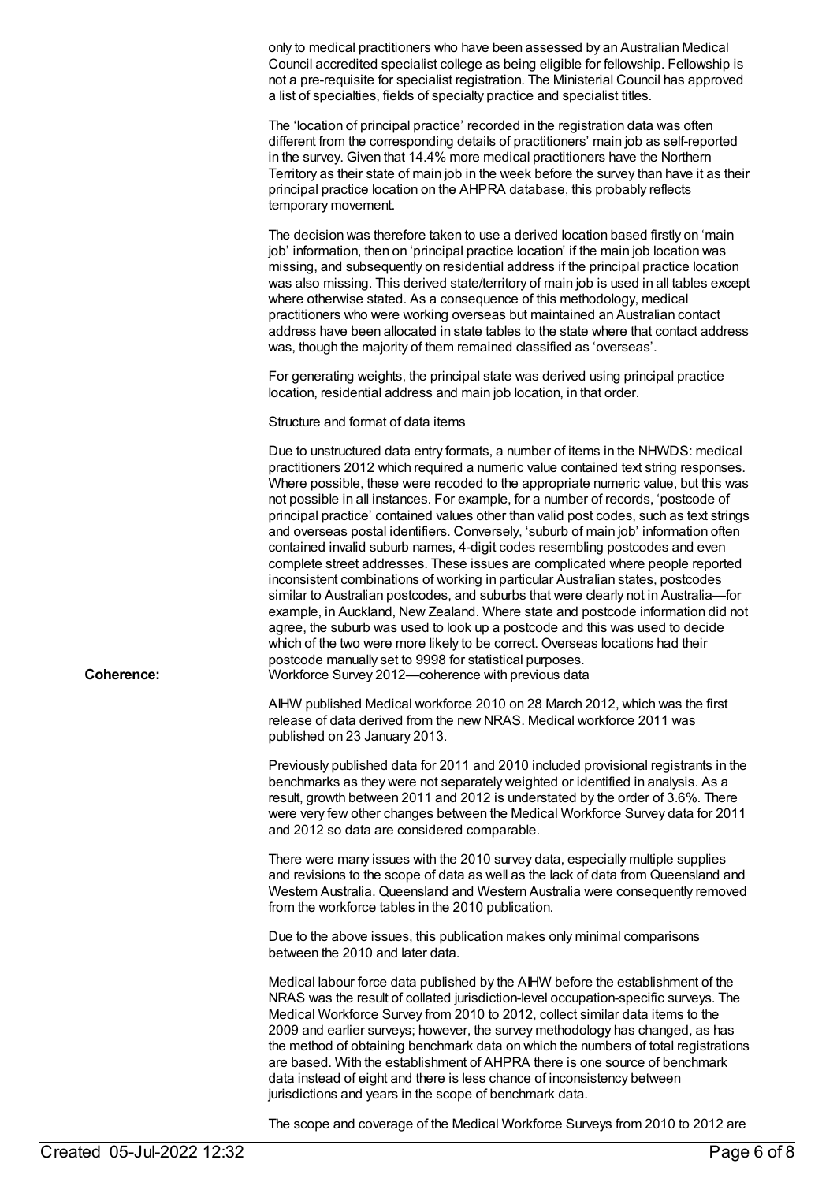only to medical practitioners who have been assessed by an Australian Medical Council accredited specialist college as being eligible for fellowship. Fellowship is not a pre-requisite for specialist registration. The Ministerial Council has approved a list of specialties, fields of specialty practice and specialist titles.

The 'location of principal practice' recorded in the registration data was often different from the corresponding details of practitioners' main job as self-reported in the survey. Given that 14.4% more medical practitioners have the Northern Territory as their state of main job in the week before the survey than have it as their principal practice location on the AHPRA database, this probably reflects temporary movement.

The decision was therefore taken to use a derived location based firstly on 'main job' information, then on 'principal practice location' if the main job location was missing, and subsequently on residential address if the principal practice location was also missing. This derived state/territory of main job is used in all tables except where otherwise stated. As a consequence of this methodology, medical practitioners who were working overseas but maintained an Australian contact address have been allocated in state tables to the state where that contact address was, though the majority of them remained classified as 'overseas'.

For generating weights, the principal state was derived using principal practice location, residential address and main job location, in that order.

Structure and format of data items

Due to unstructured data entry formats, a number of items in the NHWDS: medical practitioners 2012 which required a numeric value contained text string responses. Where possible, these were recoded to the appropriate numeric value, but this was not possible in all instances. For example, for a number of records, 'postcode of principal practice' contained values other than valid post codes, such as text strings and overseas postal identifiers. Conversely, 'suburb of main job' information often contained invalid suburb names, 4-digit codes resembling postcodes and even complete street addresses. These issues are complicated where people reported inconsistent combinations of working in particular Australian states, postcodes similar to Australian postcodes, and suburbs that were clearly not in Australia—for example, in Auckland, New Zealand. Where state and postcode information did not agree, the suburb was used to look up a postcode and this was used to decide which of the two were more likely to be correct. Overseas locations had their postcode manually set to 9998 for statistical purposes.

**Coherence:**

Workforce Survey 2012—coherence with previous data

AIHW published Medical workforce 2010 on 28 March 2012, which was the first release of data derived from the new NRAS. Medical workforce 2011 was published on 23 January 2013.

Previously published data for 2011 and 2010 included provisional registrants in the benchmarks as they were not separately weighted or identified in analysis. As a result, growth between 2011 and 2012 is understated by the order of 3.6%. There were very few other changes between the Medical Workforce Survey data for 2011 and 2012 so data are considered comparable.

There were many issues with the 2010 survey data, especially multiple supplies and revisions to the scope of data as well as the lack of data from Queensland and Western Australia. Queensland and Western Australia were consequently removed from the workforce tables in the 2010 publication.

Due to the above issues, this publication makes only minimal comparisons between the 2010 and later data.

Medical labour force data published by the AIHW before the establishment of the NRAS was the result of collated jurisdiction-level occupation-specific surveys. The Medical Workforce Survey from 2010 to 2012, collect similar data items to the 2009 and earlier surveys; however, the survey methodology has changed, as has the method of obtaining benchmark data on which the numbers of total registrations are based. With the establishment of AHPRA there is one source of benchmark data instead of eight and there is less chance of inconsistency between jurisdictions and years in the scope of benchmark data.

The scope and coverage of the Medical Workforce Surveys from 2010 to 2012 are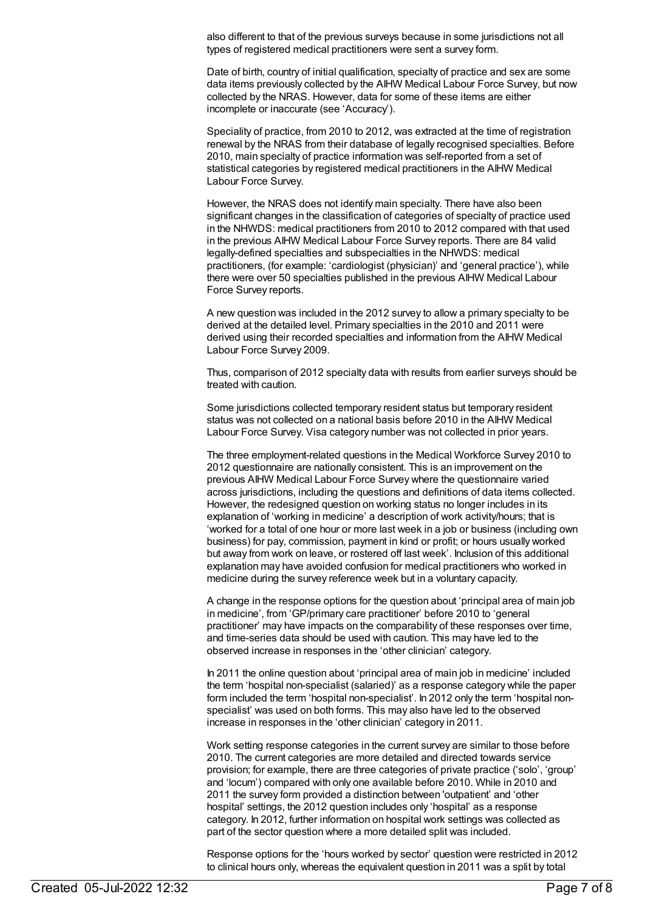also different to that of the previous surveys because in some jurisdictions not all types of registered medical practitioners were sent a survey form.

Date of birth, country of initial qualification, specialty of practice and sex are some data items previously collected by the AIHW Medical Labour Force Survey, but now collected by the NRAS. However, data for some of these items are either incomplete or inaccurate (see 'Accuracy').

Speciality of practice, from 2010 to 2012, was extracted at the time of registration renewal by the NRAS from their database of legally recognised specialties. Before 2010, main specialty of practice information was self-reported from a set of statistical categories by registered medical practitioners in the AIHW Medical Labour Force Survey.

However, the NRAS does not identify main specialty. There have also been significant changes in the classification of categories of specialty of practice used in the NHWDS: medical practitioners from 2010 to 2012 compared with that used in the previous AIHW Medical Labour Force Survey reports. There are 84 valid legally-defined specialties and subspecialties in the NHWDS: medical practitioners, (for example: 'cardiologist (physician)' and 'general practice'), while there were over 50 specialties published in the previous AIHW Medical Labour Force Survey reports.

A new question was included in the 2012 survey to allow a primary specialty to be derived at the detailed level. Primary specialties in the 2010 and 2011 were derived using their recorded specialties and information from the AIHW Medical Labour Force Survey 2009.

Thus, comparison of 2012 specialty data with results from earlier surveys should be treated with caution.

Some jurisdictions collected temporary resident status but temporary resident status was not collected on a national basis before 2010 in the AIHW Medical Labour Force Survey. Visa category number was not collected in prior years.

The three employment-related questions in the Medical Workforce Survey 2010 to 2012 questionnaire are nationally consistent. This is an improvement on the previous AIHW Medical Labour Force Survey where the questionnaire varied across jurisdictions, including the questions and definitions of data items collected. However, the redesigned question on working status no longer includes in its explanation of 'working in medicine' a description of work activity/hours; that is 'worked for a total of one hour or more last week in a job or business (including own business) for pay, commission, payment in kind or profit; or hours usually worked but away from work on leave, or rostered off last week'. Inclusion of this additional explanation may have avoided confusion for medical practitioners who worked in medicine during the survey reference week but in a voluntary capacity.

A change in the response options for the question about 'principal area of main job in medicine', from 'GP/primary care practitioner' before 2010 to 'general practitioner' may have impacts on the comparability of these responses over time, and time-series data should be used with caution. This may have led to the observed increase in responses in the 'other clinician' category.

In 2011 the online question about 'principal area of main job in medicine' included the term 'hospital non-specialist (salaried)' as a response category while the paper form included the term 'hospital non-specialist'. In 2012 only the term 'hospital non-specialist' was used on both forms. This may also have led to the observed increase in responses in the 'other clinician' category in 2011.

Work setting response categories in the current survey are similar to those before 2010. The current categories are more detailed and directed towards service provision; for example, there are three categories of private practice ('solo', 'group' and 'locum') compared with only one available before 2010. While in 2010 and 2011 the survey form provided a distinction between 'outpatient' and 'other hospital' settings, the 2012 question includes only 'hospital' as a response category. In 2012, further information on hospital work settings was collected as part of the sector question where a more detailed split was included.

Response options for the 'hours worked by sector' question were restricted in 2012 to clinical hours only, whereas the equivalent question in 2011 was a split by total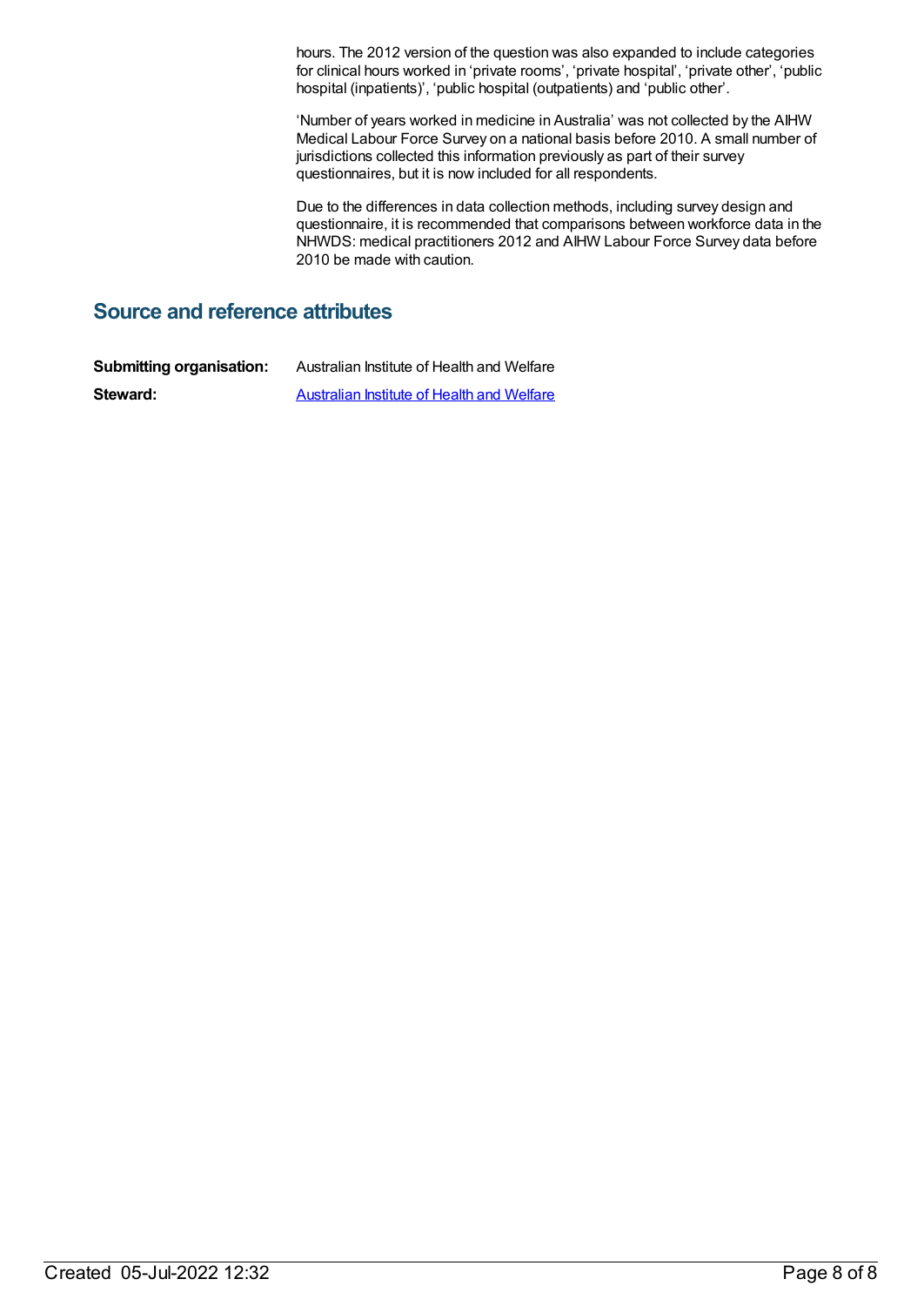hours. The 2012 version of the question was also expanded to include categories for clinical hours worked in 'private rooms', 'private hospital', 'private other', 'public hospital (inpatients)', 'public hospital (outpatients) and 'public other'.

'Number of years worked in medicine in Australia' was not collected by the AIHW Medical Labour Force Survey on a national basis before 2010. A small number of jurisdictions collected this information previously as part of their survey questionnaires, but it is now included for all respondents.

Due to the differences in data collection methods, including survey design and questionnaire, it is recommended that comparisons between workforce data in the NHWDS: medical practitioners 2012 and AIHW Labour Force Survey data before 2010 be made with caution.

## Source and reference attributes

| | |
|---|---|
| **Submitting organisation:** | Australian Institute of Health and Welfare |
| **Steward:** | Australian Institute of Health and Welfare |